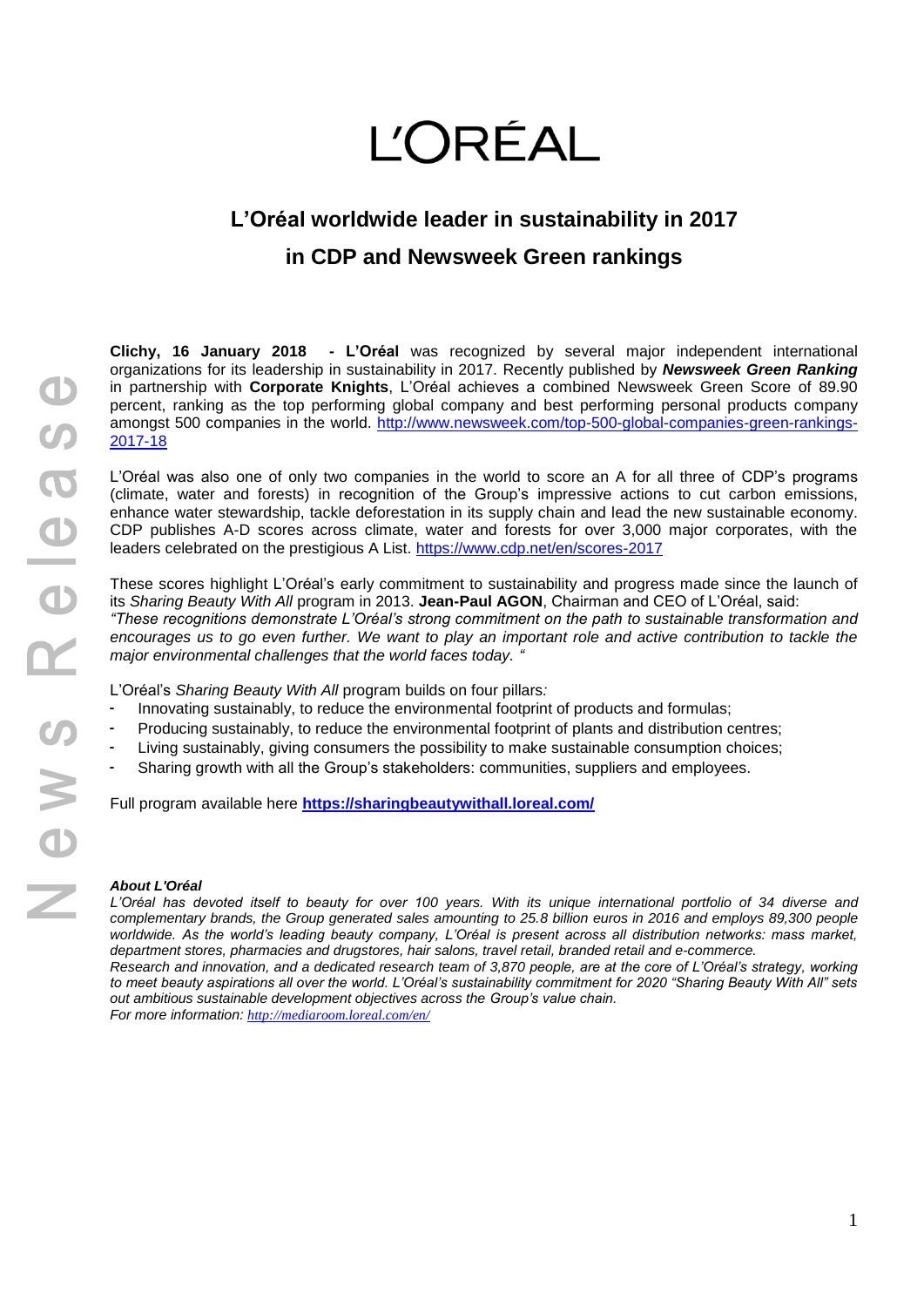# L'ORÉAL

## L'Oréal worldwide leader in sustainability in 2017 in CDP and Newsweek Green rankings

**Clichy, 16 January 2018 - L'Oréal** was recognized by several major independent international organizations for its leadership in sustainability in 2017. Recently published by ***Newsweek Green Ranking*** in partnership with **Corporate Knights**, L'Oréal achieves a combined Newsweek Green Score of 89.90 percent, ranking as the top performing global company and best performing personal products company amongst 500 companies in the world. http://www.newsweek.com/top-500-global-companies-green-rankings-2017-18

L'Oréal was also one of only two companies in the world to score an A for all three of CDP's programs (climate, water and forests) in recognition of the Group's impressive actions to cut carbon emissions, enhance water stewardship, tackle deforestation in its supply chain and lead the new sustainable economy. CDP publishes A-D scores across climate, water and forests for over 3,000 major corporates, with the leaders celebrated on the prestigious A List. https://www.cdp.net/en/scores-2017

These scores highlight L'Oréal's early commitment to sustainability and progress made since the launch of its *Sharing Beauty With All* program in 2013. **Jean-Paul AGON**, Chairman and CEO of L'Oréal, said: *"These recognitions demonstrate L'Oréal's strong commitment on the path to sustainable transformation and encourages us to go even further. We want to play an important role and active contribution to tackle the major environmental challenges that the world faces today. "*

L'Oréal's *Sharing Beauty With All* program builds on four pillars*:*

- Innovating sustainably, to reduce the environmental footprint of products and formulas;
- Producing sustainably, to reduce the environmental footprint of plants and distribution centres;
- Living sustainably, giving consumers the possibility to make sustainable consumption choices;
- Sharing growth with all the Group's stakeholders: communities, suppliers and employees.

Full program available here **https://sharingbeautywithall.loreal.com/**

***About L'Oréal***

*L'Oréal has devoted itself to beauty for over 100 years. With its unique international portfolio of 34 diverse and complementary brands, the Group generated sales amounting to 25.8 billion euros in 2016 and employs 89,300 people worldwide. As the world's leading beauty company, L'Oréal is present across all distribution networks: mass market, department stores, pharmacies and drugstores, hair salons, travel retail, branded retail and e-commerce.*

*Research and innovation, and a dedicated research team of 3,870 people, are at the core of L'Oréal's strategy, working to meet beauty aspirations all over the world. L'Oréal's sustainability commitment for 2020 "Sharing Beauty With All" sets out ambitious sustainable development objectives across the Group's value chain.*

*For more information: http://mediaroom.loreal.com/en/*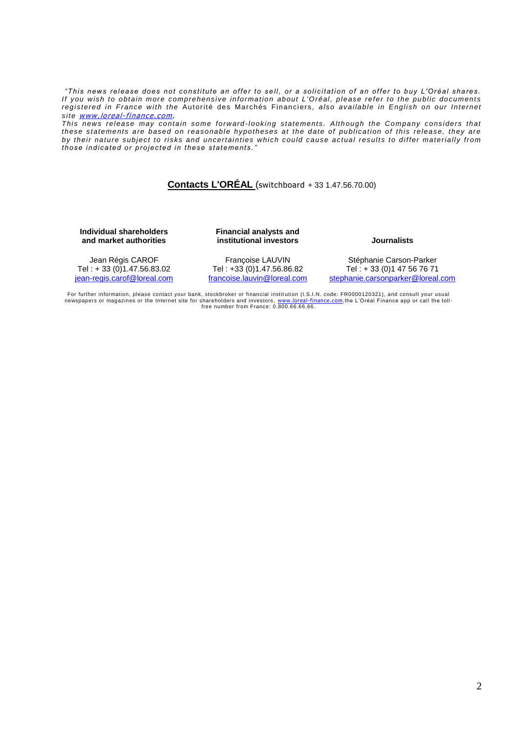*"This news release does not constitute an offer to sell, or a solicitation of an offer to buy L'Oréal shares. If you wish to obtain more comprehensive information about L'Oréal, please refer to the public documents registered in France with the* Autorité des Marchés Financiers*, also available in English on our Internet site [www.loreal-finance.com](http://www.loreal-finance.com).*
*This news release may contain some forward-looking statements. Although the Company considers that these statements are based on reasonable hypotheses at the date of publication of this release, they are by their nature subject to risks and uncertainties which could cause actual results to differ materially from those indicated or projected in these statements."*

**Contacts L'ORÉAL** (switchboard + 33 1.47.56.70.00)

| Individual shareholders and market authorities | Financial analysts and institutional investors | Journalists |
|---|---|---|
| Jean Régis CAROF | Françoise LAUVIN | Stéphanie Carson-Parker |
| Tel : + 33 (0)1.47.56.83.02 | Tel : +33 (0)1.47.56.86.82 | Tel : + 33 (0)1 47 56 76 71 |
| jean-regis.carof@loreal.com | francoise.lauvin@loreal.com | stephanie.carsonparker@loreal.com |

For further information, please contact your bank, stockbroker or financial institution (I.S.I.N. code: FR0000120321), and consult your usual newspapers or magazines or the Internet site for shareholders and investors, [www.loreal-finance.com](http://www.loreal-finance.com),the L'Oréal Finance app or call the toll-free number from France: 0.800.66.66.66.